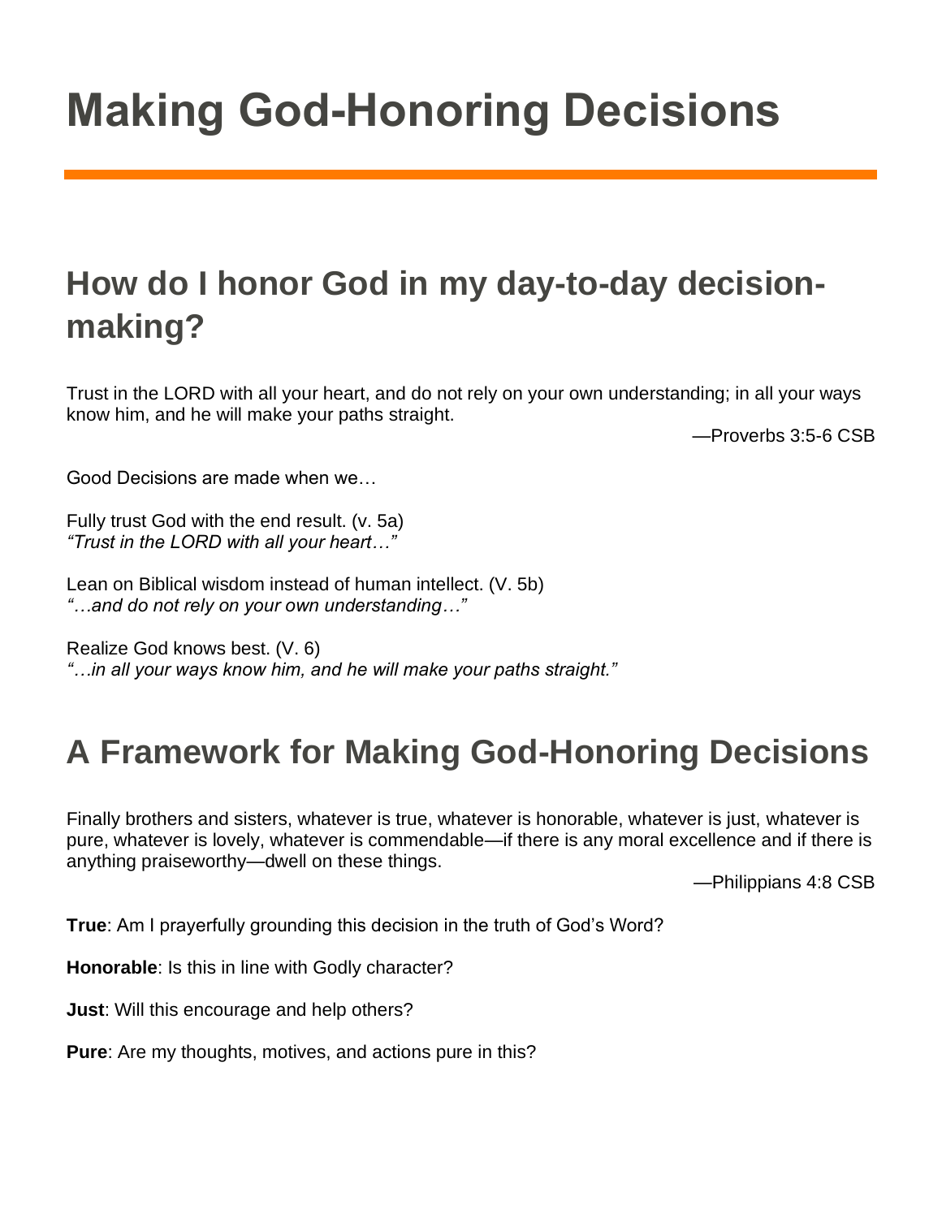# Making God-Honoring Decisions

## How do I honor God in my day-to-day decision-making?

Trust in the LORD with all your heart, and do not rely on your own understanding; in all your ways know him, and he will make your paths straight.

—Proverbs 3:5-6 CSB

Good Decisions are made when we…

Fully trust God with the end result. (v. 5a)
*"Trust in the LORD with all your heart…"*

Lean on Biblical wisdom instead of human intellect. (V. 5b)
*"…and do not rely on your own understanding…"*

Realize God knows best. (V. 6)
*"…in all your ways know him, and he will make your paths straight."*

## A Framework for Making God-Honoring Decisions

Finally brothers and sisters, whatever is true, whatever is honorable, whatever is just, whatever is pure, whatever is lovely, whatever is commendable—if there is any moral excellence and if there is anything praiseworthy—dwell on these things.

—Philippians 4:8 CSB

**True**: Am I prayerfully grounding this decision in the truth of God's Word?

**Honorable**: Is this in line with Godly character?

**Just**: Will this encourage and help others?

**Pure**: Are my thoughts, motives, and actions pure in this?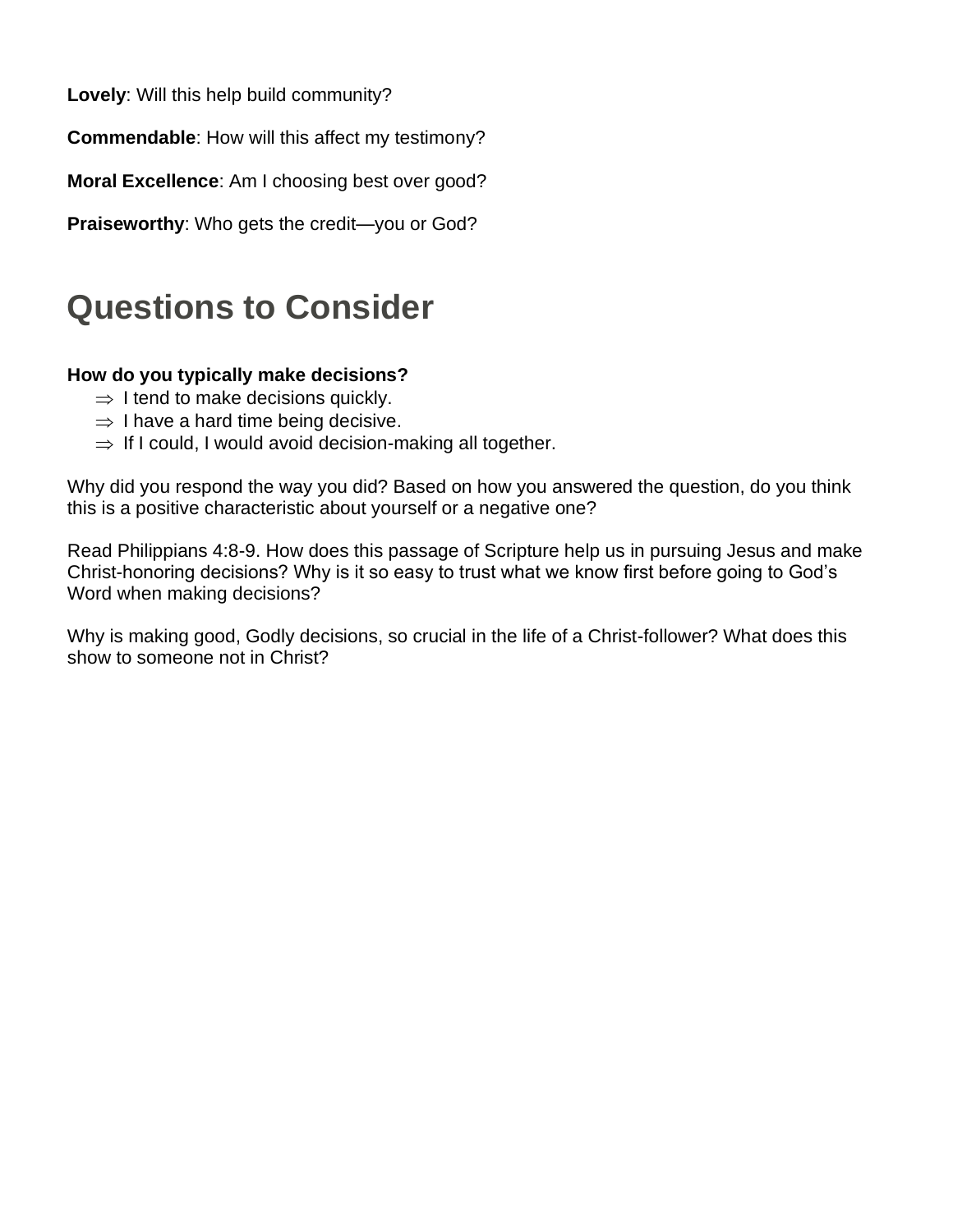**Lovely**: Will this help build community?

**Commendable**: How will this affect my testimony?

**Moral Excellence**: Am I choosing best over good?

**Praiseworthy**: Who gets the credit—you or God?

# Questions to Consider

**How do you typically make decisions?**

- ⇒ I tend to make decisions quickly.
- ⇒ I have a hard time being decisive.
- ⇒ If I could, I would avoid decision-making all together.

Why did you respond the way you did? Based on how you answered the question, do you think this is a positive characteristic about yourself or a negative one?

Read Philippians 4:8-9. How does this passage of Scripture help us in pursuing Jesus and make Christ-honoring decisions? Why is it so easy to trust what we know first before going to God's Word when making decisions?

Why is making good, Godly decisions, so crucial in the life of a Christ-follower? What does this show to someone not in Christ?